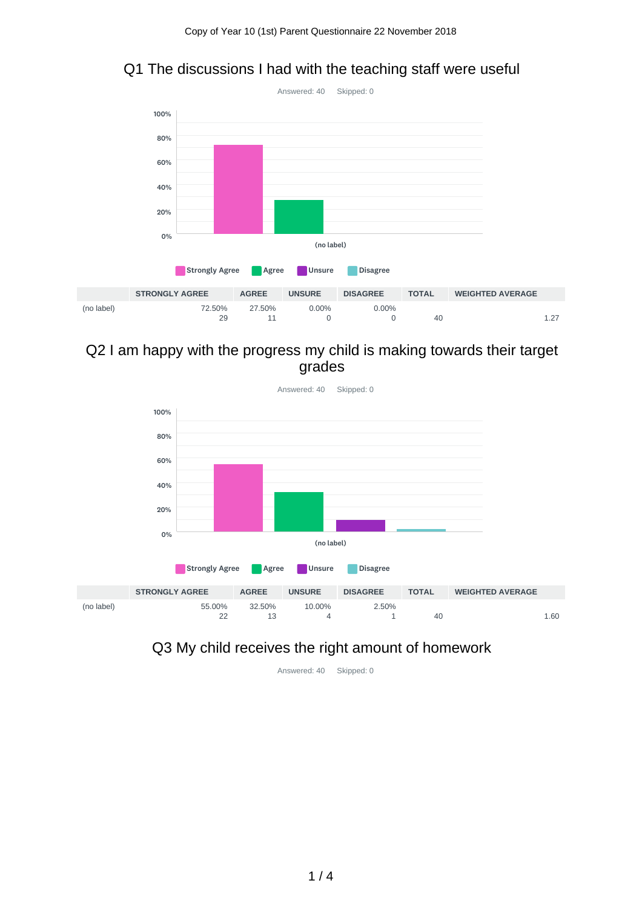Copy of Year 10 (1st) Parent Questionnaire 22 November 2018

## Q1 The discussions I had with the teaching staff were useful

Answered: 40    Skipped: 0

| | STRONGLY AGREE | AGREE | UNSURE | DISAGREE | TOTAL | WEIGHTED AVERAGE |
|---|---|---|---|---|---|---|
| (no label) | 72.50% 29 | 27.50% 11 | 0.00% 0 | 0.00% 0 | 40 | 1.27 |

## Q2 I am happy with the progress my child is making towards their target grades

Answered: 40    Skipped: 0

| | STRONGLY AGREE | AGREE | UNSURE | DISAGREE | TOTAL | WEIGHTED AVERAGE |
|---|---|---|---|---|---|---|
| (no label) | 55.00% 22 | 32.50% 13 | 10.00% 4 | 2.50% 1 | 40 | 1.60 |

## Q3 My child receives the right amount of homework

Answered: 40    Skipped: 0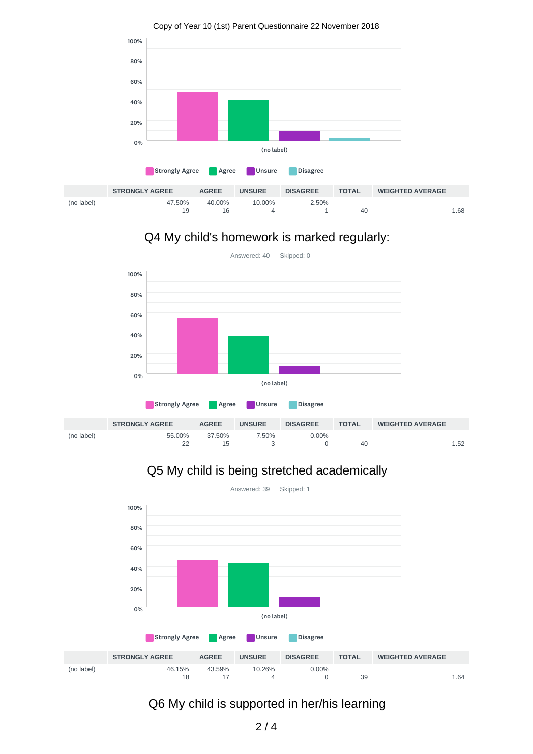Copy of Year 10 (1st) Parent Questionnaire 22 November 2018

Strongly Agree | Agree | Unsure | Disagree

| | STRONGLY AGREE | AGREE | UNSURE | DISAGREE | TOTAL | WEIGHTED AVERAGE |
|---|---|---|---|---|---|---|
| (no label) | 47.50% 19 | 40.00% 16 | 10.00% 4 | 2.50% 1 | 40 | 1.68 |

## Q4 My child's homework is marked regularly:

Answered: 40 Skipped: 0

Strongly Agree | Agree | Unsure | Disagree

| | STRONGLY AGREE | AGREE | UNSURE | DISAGREE | TOTAL | WEIGHTED AVERAGE |
|---|---|---|---|---|---|---|
| (no label) | 55.00% 22 | 37.50% 15 | 7.50% 3 | 0.00% 0 | 40 | 1.52 |

## Q5 My child is being stretched academically

Answered: 39 Skipped: 1

Strongly Agree | Agree | Unsure | Disagree

| | STRONGLY AGREE | AGREE | UNSURE | DISAGREE | TOTAL | WEIGHTED AVERAGE |
|---|---|---|---|---|---|---|
| (no label) | 46.15% 18 | 43.59% 17 | 10.26% 4 | 0.00% 0 | 39 | 1.64 |

## Q6 My child is supported in her/his learning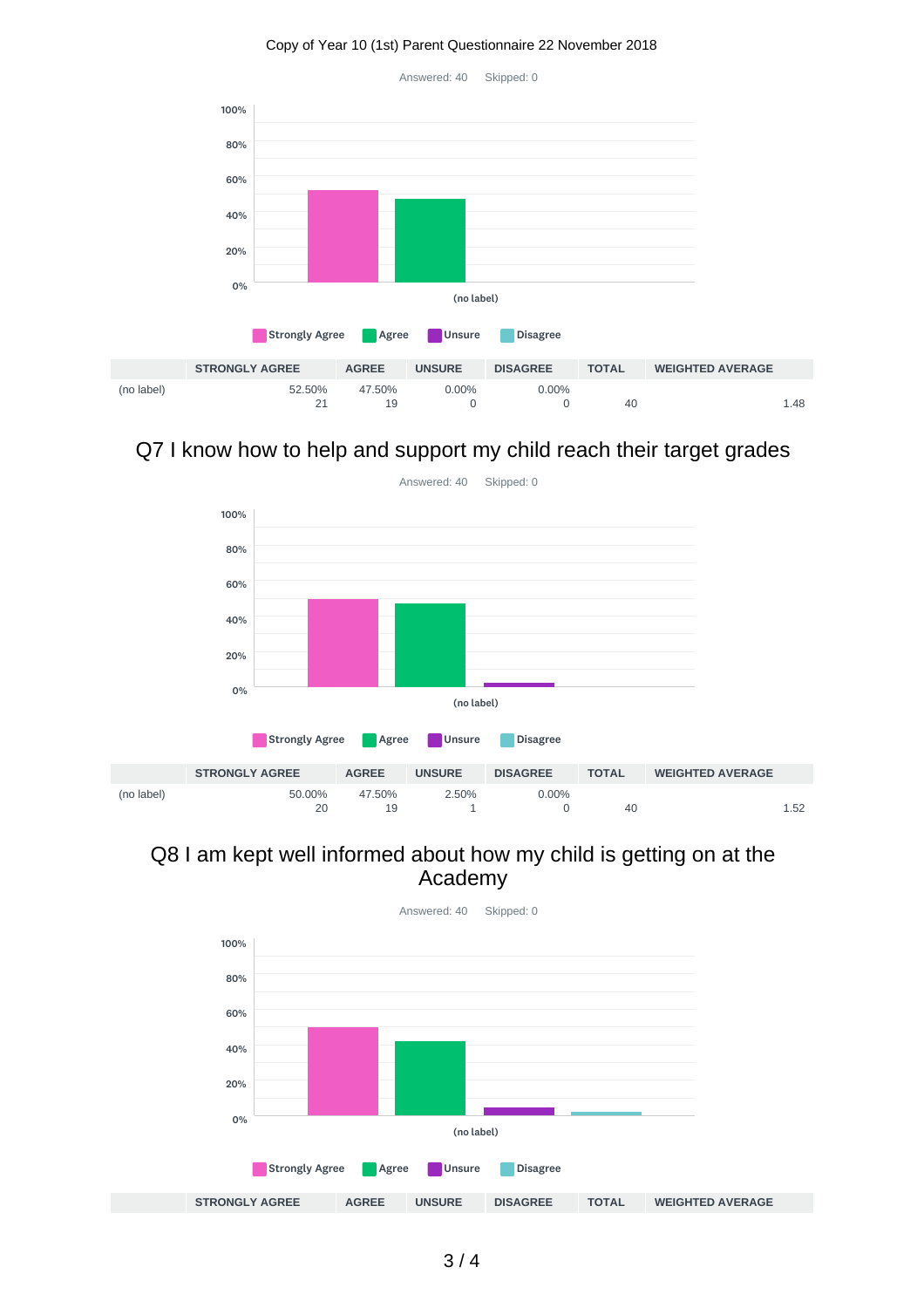Copy of Year 10 (1st) Parent Questionnaire 22 November 2018

Answered: 40    Skipped: 0

Strongly Agree | Agree | Unsure | Disagree

| | STRONGLY AGREE | AGREE | UNSURE | DISAGREE | TOTAL | WEIGHTED AVERAGE |
|---|---|---|---|---|---|---|
| (no label) | 52.50% 21 | 47.50% 19 | 0.00% 0 | 0.00% 0 | 40 | 1.48 |

## Q7 I know how to help and support my child reach their target grades

Answered: 40    Skipped: 0

Strongly Agree | Agree | Unsure | Disagree

| | STRONGLY AGREE | AGREE | UNSURE | DISAGREE | TOTAL | WEIGHTED AVERAGE |
|---|---|---|---|---|---|---|
| (no label) | 50.00% 20 | 47.50% 19 | 2.50% 1 | 0.00% 0 | 40 | 1.52 |

## Q8 I am kept well informed about how my child is getting on at the Academy

Answered: 40    Skipped: 0

Strongly Agree | Agree | Unsure | Disagree

| | STRONGLY AGREE | AGREE | UNSURE | DISAGREE | TOTAL | WEIGHTED AVERAGE |
|---|---|---|---|---|---|---|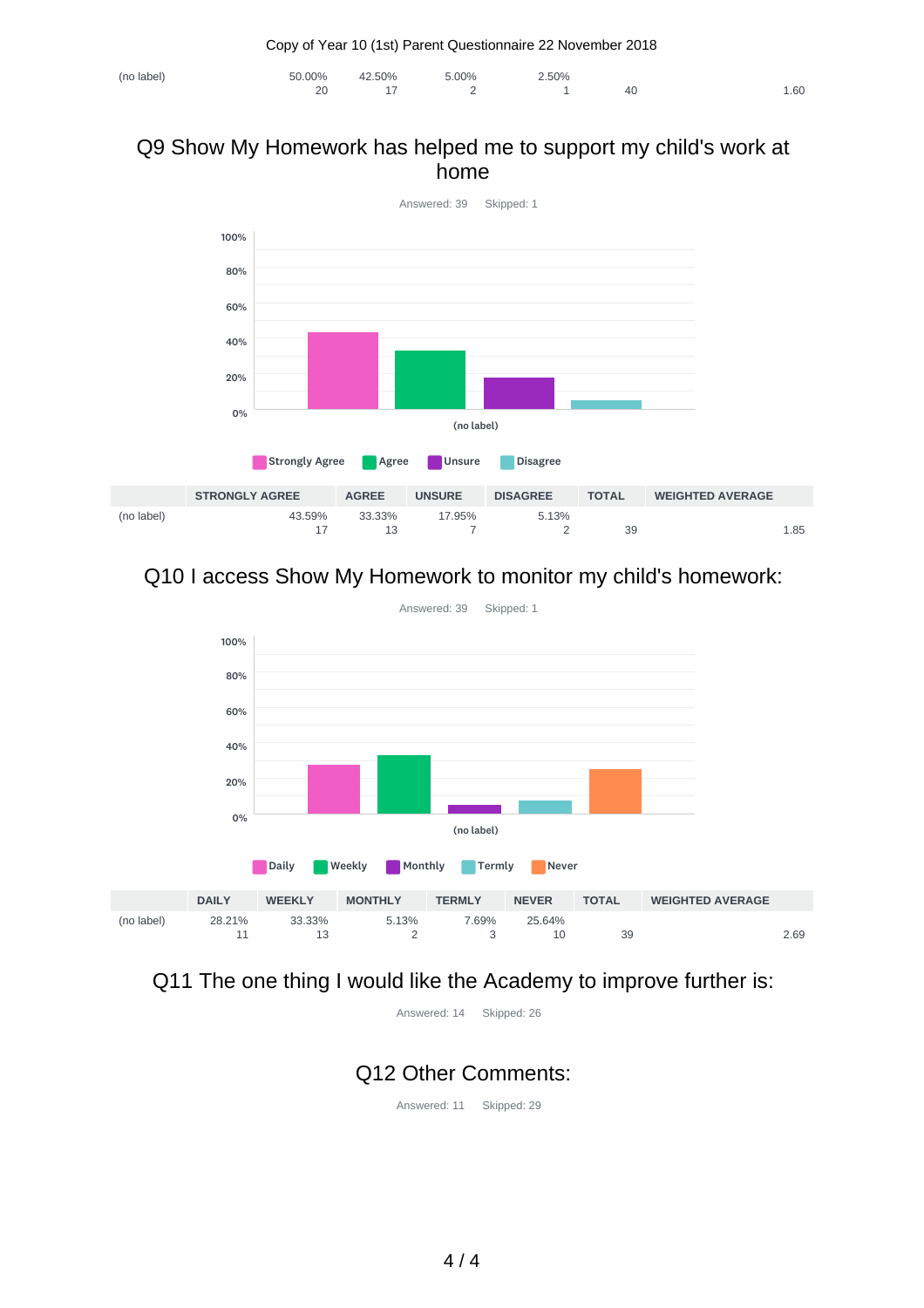| | | | | | | |
|---|---|---|---|---|---|---|
| (no label) | 50.00%<br>20 | 42.50%<br>17 | 5.00%<br>2 | 2.50%<br>1 | 40 | 1.60 |

## Q9 Show My Homework has helped me to support my child's work at home

Answered: 39 Skipped: 1

100%
80%
60%
40%
20%
0%
(no label)

Strongly Agree Agree Unsure Disagree

| | STRONGLY AGREE | AGREE | UNSURE | DISAGREE | TOTAL | WEIGHTED AVERAGE |
|---|---|---|---|---|---|---|
| (no label) | 43.59%<br>17 | 33.33%<br>13 | 17.95%<br>7 | 5.13%<br>2 | 39 | 1.85 |

## Q10 I access Show My Homework to monitor my child's homework:

Answered: 39 Skipped: 1

100%
80%
60%
40%
20%
0%
(no label)

Daily Weekly Monthly Termly Never

| | DAILY | WEEKLY | MONTHLY | TERMLY | NEVER | TOTAL | WEIGHTED AVERAGE |
|---|---|---|---|---|---|---|---|
| (no label) | 28.21%<br>11 | 33.33%<br>13 | 5.13%<br>2 | 7.69%<br>3 | 25.64%<br>10 | 39 | 2.69 |

## Q11 The one thing I would like the Academy to improve further is:

Answered: 14 Skipped: 26

## Q12 Other Comments:

Answered: 11 Skipped: 29